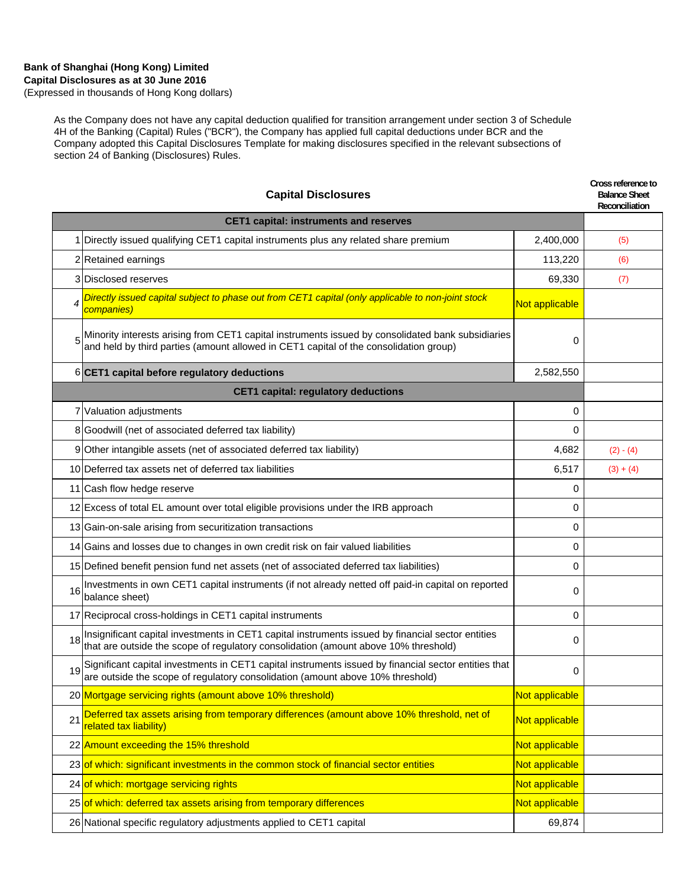**Bank of Shanghai (Hong Kong) Limited**
**Capital Disclosures as at 30 June 2016**
(Expressed in thousands of Hong Kong dollars)

As the Company does not have any capital deduction qualified for transition arrangement under section 3 of Schedule 4H of the Banking (Capital) Rules ("BCR"), the Company has applied full capital deductions under BCR and the Company adopted this Capital Disclosures Template for making disclosures specified in the relevant subsections of section 24 of Banking (Disclosures) Rules.

| | Capital Disclosures | | Cross reference to Balance Sheet Reconciliation |
|---|---|---|---|
| | **CET1 capital: instruments and reserves** | | |
| 1 | Directly issued qualifying CET1 capital instruments plus any related share premium | 2,400,000 | (5) |
| 2 | Retained earnings | 113,220 | (6) |
| 3 | Disclosed reserves | 69,330 | (7) |
| 4 | *Directly issued capital subject to phase out from CET1 capital (only applicable to non-joint stock companies)* | Not applicable | |
| 5 | Minority interests arising from CET1 capital instruments issued by consolidated bank subsidiaries and held by third parties (amount allowed in CET1 capital of the consolidation group) | 0 | |
| 6 | **CET1 capital before regulatory deductions** | 2,582,550 | |
| | **CET1 capital: regulatory deductions** | | |
| 7 | Valuation adjustments | 0 | |
| 8 | Goodwill (net of associated deferred tax liability) | 0 | |
| 9 | Other intangible assets (net of associated deferred tax liability) | 4,682 | (2) - (4) |
| 10 | Deferred tax assets net of deferred tax liabilities | 6,517 | (3) + (4) |
| 11 | Cash flow hedge reserve | 0 | |
| 12 | Excess of total EL amount over total eligible provisions under the IRB approach | 0 | |
| 13 | Gain-on-sale arising from securitization transactions | 0 | |
| 14 | Gains and losses due to changes in own credit risk on fair valued liabilities | 0 | |
| 15 | Defined benefit pension fund net assets (net of associated deferred tax liabilities) | 0 | |
| 16 | Investments in own CET1 capital instruments (if not already netted off paid-in capital on reported balance sheet) | 0 | |
| 17 | Reciprocal cross-holdings in CET1 capital instruments | 0 | |
| 18 | Insignificant capital investments in CET1 capital instruments issued by financial sector entities that are outside the scope of regulatory consolidation (amount above 10% threshold) | 0 | |
| 19 | Significant capital investments in CET1 capital instruments issued by financial sector entities that are outside the scope of regulatory consolidation (amount above 10% threshold) | 0 | |
| 20 | Mortgage servicing rights (amount above 10% threshold) | Not applicable | |
| 21 | Deferred tax assets arising from temporary differences (amount above 10% threshold, net of related tax liability) | Not applicable | |
| 22 | Amount exceeding the 15% threshold | Not applicable | |
| 23 | of which: significant investments in the common stock of financial sector entities | Not applicable | |
| 24 | of which: mortgage servicing rights | Not applicable | |
| 25 | of which: deferred tax assets arising from temporary differences | Not applicable | |
| 26 | National specific regulatory adjustments applied to CET1 capital | 69,874 | |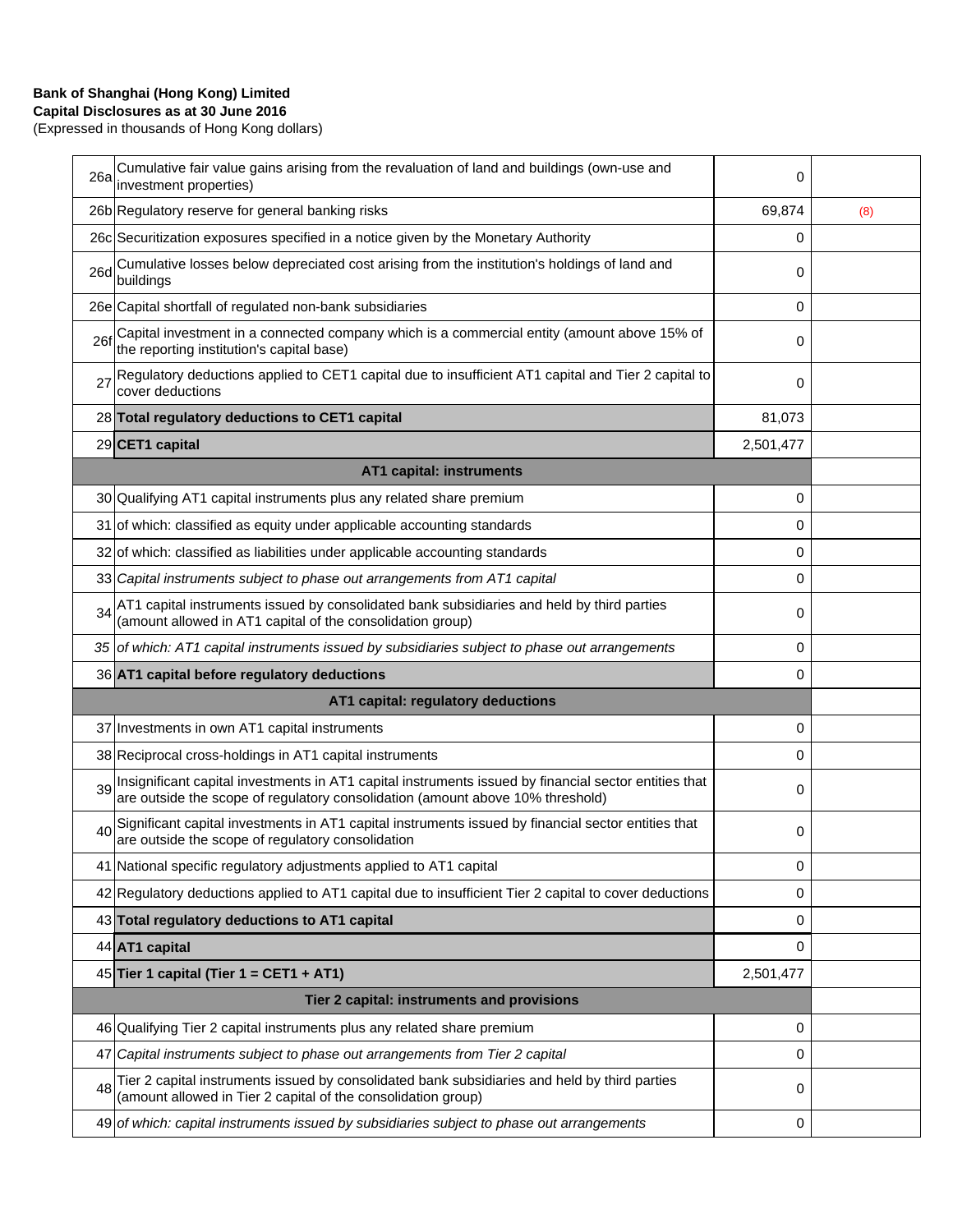**Bank of Shanghai (Hong Kong) Limited**
**Capital Disclosures as at 30 June 2016**
(Expressed in thousands of Hong Kong dollars)

| | | | |
|---|---|---|---|
| 26a | Cumulative fair value gains arising from the revaluation of land and buildings (own-use and investment properties) | 0 | |
| 26b | Regulatory reserve for general banking risks | 69,874 | (8) |
| 26c | Securitization exposures specified in a notice given by the Monetary Authority | 0 | |
| 26d | Cumulative losses below depreciated cost arising from the institution's holdings of land and buildings | 0 | |
| 26e | Capital shortfall of regulated non-bank subsidiaries | 0 | |
| 26f | Capital investment in a connected company which is a commercial entity (amount above 15% of the reporting institution's capital base) | 0 | |
| 27 | Regulatory deductions applied to CET1 capital due to insufficient AT1 capital and Tier 2 capital to cover deductions | 0 | |
| 28 | **Total regulatory deductions to CET1 capital** | 81,073 | |
| 29 | **CET1 capital** | 2,501,477 | |
| | **AT1 capital: instruments** | | |
| 30 | Qualifying AT1 capital instruments plus any related share premium | 0 | |
| 31 | of which: classified as equity under applicable accounting standards | 0 | |
| 32 | of which: classified as liabilities under applicable accounting standards | 0 | |
| 33 | *Capital instruments subject to phase out arrangements from AT1 capital* | 0 | |
| 34 | AT1 capital instruments issued by consolidated bank subsidiaries and held by third parties (amount allowed in AT1 capital of the consolidation group) | 0 | |
| *35* | *of which: AT1 capital instruments issued by subsidiaries subject to phase out arrangements* | 0 | |
| 36 | **AT1 capital before regulatory deductions** | 0 | |
| | **AT1 capital: regulatory deductions** | | |
| 37 | Investments in own AT1 capital instruments | 0 | |
| 38 | Reciprocal cross-holdings in AT1 capital instruments | 0 | |
| 39 | Insignificant capital investments in AT1 capital instruments issued by financial sector entities that are outside the scope of regulatory consolidation (amount above 10% threshold) | 0 | |
| 40 | Significant capital investments in AT1 capital instruments issued by financial sector entities that are outside the scope of regulatory consolidation | 0 | |
| 41 | National specific regulatory adjustments applied to AT1 capital | 0 | |
| 42 | Regulatory deductions applied to AT1 capital due to insufficient Tier 2 capital to cover deductions | 0 | |
| 43 | **Total regulatory deductions to AT1 capital** | 0 | |
| 44 | **AT1 capital** | 0 | |
| 45 | **Tier 1 capital (Tier 1 = CET1 + AT1)** | 2,501,477 | |
| | **Tier 2 capital: instruments and provisions** | | |
| 46 | Qualifying Tier 2 capital instruments plus any related share premium | 0 | |
| 47 | *Capital instruments subject to phase out arrangements from Tier 2 capital* | 0 | |
| 48 | Tier 2 capital instruments issued by consolidated bank subsidiaries and held by third parties (amount allowed in Tier 2 capital of the consolidation group) | 0 | |
| 49 | *of which: capital instruments issued by subsidiaries subject to phase out arrangements* | 0 | |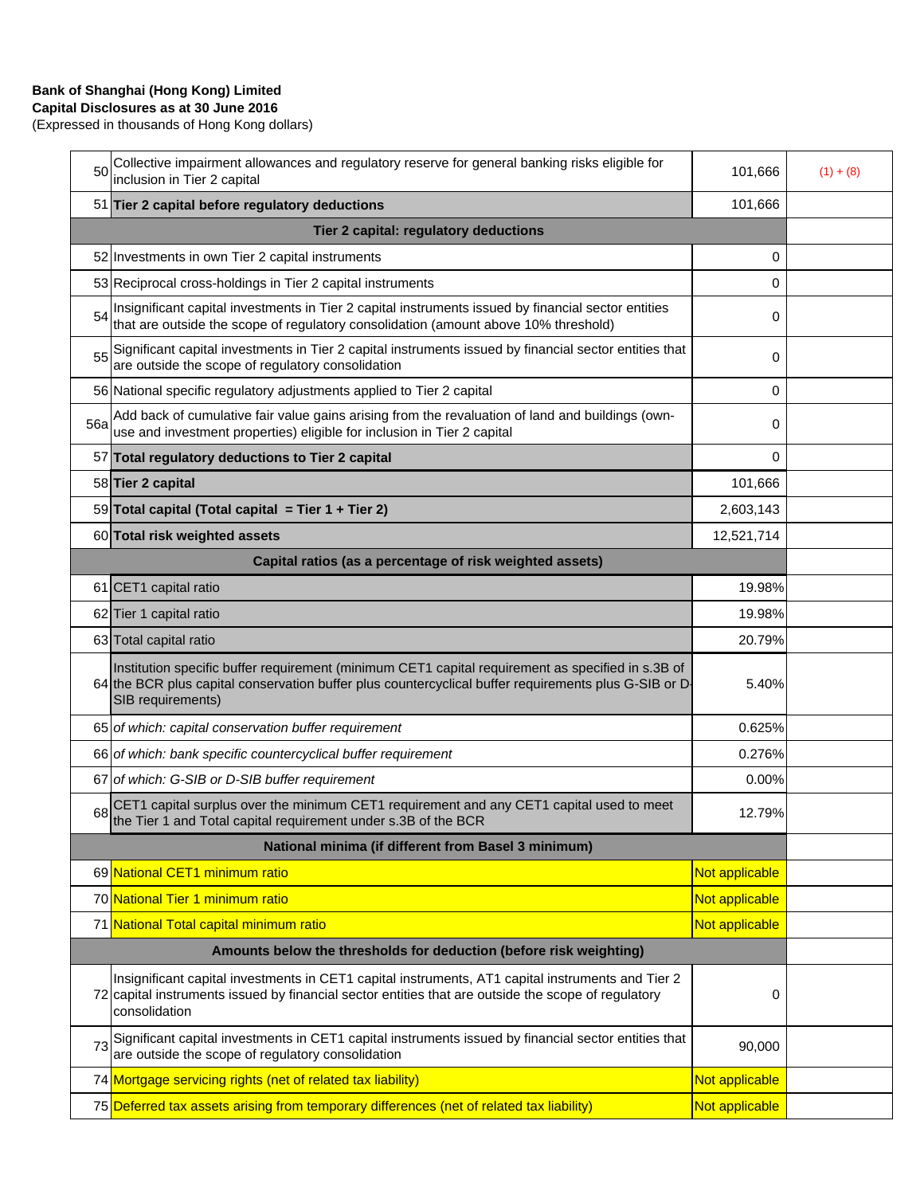**Bank of Shanghai (Hong Kong) Limited**
**Capital Disclosures as at 30 June 2016**
(Expressed in thousands of Hong Kong dollars)

| | | | |
|---|---|---|---|
| 50 | Collective impairment allowances and regulatory reserve for general banking risks eligible for inclusion in Tier 2 capital | 101,666 | (1) + (8) |
| 51 | **Tier 2 capital before regulatory deductions** | 101,666 | |
| | **Tier 2 capital: regulatory deductions** | | |
| 52 | Investments in own Tier 2 capital instruments | 0 | |
| 53 | Reciprocal cross-holdings in Tier 2 capital instruments | 0 | |
| 54 | Insignificant capital investments in Tier 2 capital instruments issued by financial sector entities that are outside the scope of regulatory consolidation (amount above 10% threshold) | 0 | |
| 55 | Significant capital investments in Tier 2 capital instruments issued by financial sector entities that are outside the scope of regulatory consolidation | 0 | |
| 56 | National specific regulatory adjustments applied to Tier 2 capital | 0 | |
| 56a | Add back of cumulative fair value gains arising from the revaluation of land and buildings (own-use and investment properties) eligible for inclusion in Tier 2 capital | 0 | |
| 57 | **Total regulatory deductions to Tier 2 capital** | 0 | |
| 58 | **Tier 2 capital** | 101,666 | |
| 59 | **Total capital (Total capital = Tier 1 + Tier 2)** | 2,603,143 | |
| 60 | **Total risk weighted assets** | 12,521,714 | |
| | **Capital ratios (as a percentage of risk weighted assets)** | | |
| 61 | CET1 capital ratio | 19.98% | |
| 62 | Tier 1 capital ratio | 19.98% | |
| 63 | Total capital ratio | 20.79% | |
| 64 | Institution specific buffer requirement (minimum CET1 capital requirement as specified in s.3B of the BCR plus capital conservation buffer plus countercyclical buffer requirements plus G-SIB or D-SIB requirements) | 5.40% | |
| 65 | *of which: capital conservation buffer requirement* | 0.625% | |
| 66 | *of which: bank specific countercyclical buffer requirement* | 0.276% | |
| 67 | *of which: G-SIB or D-SIB buffer requirement* | 0.00% | |
| 68 | CET1 capital surplus over the minimum CET1 requirement and any CET1 capital used to meet the Tier 1 and Total capital requirement under s.3B of the BCR | 12.79% | |
| | **National minima (if different from Basel 3 minimum)** | | |
| 69 | National CET1 minimum ratio | Not applicable | |
| 70 | National Tier 1 minimum ratio | Not applicable | |
| 71 | National Total capital minimum ratio | Not applicable | |
| | **Amounts below the thresholds for deduction (before risk weighting)** | | |
| 72 | Insignificant capital investments in CET1 capital instruments, AT1 capital instruments and Tier 2 capital instruments issued by financial sector entities that are outside the scope of regulatory consolidation | 0 | |
| 73 | Significant capital investments in CET1 capital instruments issued by financial sector entities that are outside the scope of regulatory consolidation | 90,000 | |
| 74 | Mortgage servicing rights (net of related tax liability) | Not applicable | |
| 75 | Deferred tax assets arising from temporary differences (net of related tax liability) | Not applicable | |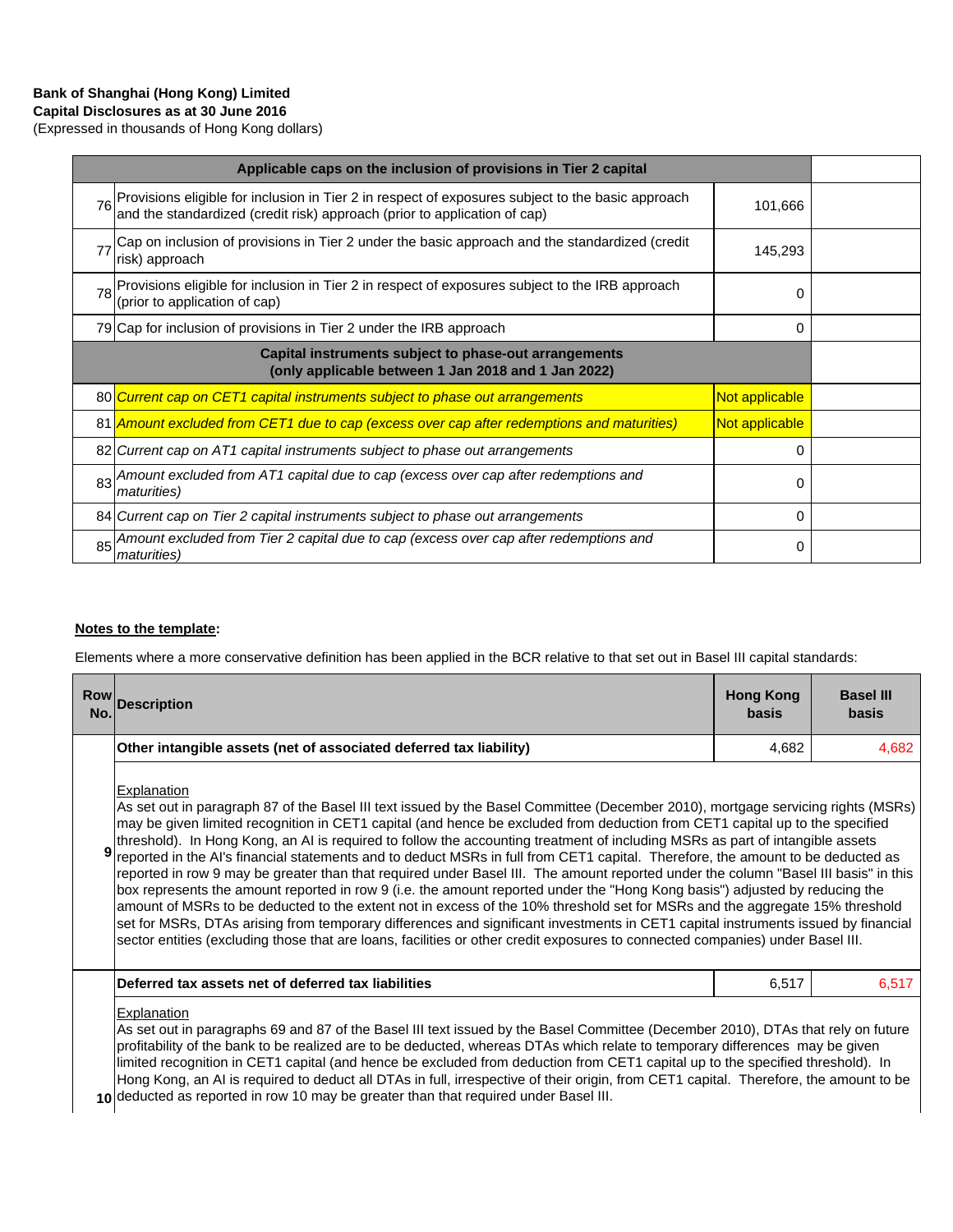**Bank of Shanghai (Hong Kong) Limited**
**Capital Disclosures as at 30 June 2016**
(Expressed in thousands of Hong Kong dollars)

| | | | |
|---|---|---|---|
| | **Applicable caps on the inclusion of provisions in Tier 2 capital** | | |
| 76 | Provisions eligible for inclusion in Tier 2 in respect of exposures subject to the basic approach and the standardized (credit risk) approach (prior to application of cap) | 101,666 | |
| 77 | Cap on inclusion of provisions in Tier 2 under the basic approach and the standardized (credit risk) approach | 145,293 | |
| 78 | Provisions eligible for inclusion in Tier 2 in respect of exposures subject to the IRB approach (prior to application of cap) | 0 | |
| 79 | Cap for inclusion of provisions in Tier 2 under the IRB approach | 0 | |
| | **Capital instruments subject to phase-out arrangements (only applicable between 1 Jan 2018 and 1 Jan 2022)** | | |
| 80 | *Current cap on CET1 capital instruments subject to phase out arrangements* | Not applicable | |
| 81 | *Amount excluded from CET1 due to cap (excess over cap after redemptions and maturities)* | Not applicable | |
| 82 | *Current cap on AT1 capital instruments subject to phase out arrangements* | 0 | |
| 83 | *Amount excluded from AT1 capital due to cap (excess over cap after redemptions and maturities)* | 0 | |
| 84 | *Current cap on Tier 2 capital instruments subject to phase out arrangements* | 0 | |
| 85 | *Amount excluded from Tier 2 capital due to cap (excess over cap after redemptions and maturities)* | 0 | |

**Notes to the template:**

Elements where a more conservative definition has been applied in the BCR relative to that set out in Basel III capital standards:

| Row No. | Description | Hong Kong basis | Basel III basis |
|---|---|---|---|
| 9 | **Other intangible assets (net of associated deferred tax liability)** | 4,682 | 4,682 |
| | Explanation<br>As set out in paragraph 87 of the Basel III text issued by the Basel Committee (December 2010), mortgage servicing rights (MSRs) may be given limited recognition in CET1 capital (and hence be excluded from deduction from CET1 capital up to the specified threshold). In Hong Kong, an AI is required to follow the accounting treatment of including MSRs as part of intangible assets reported in the AI's financial statements and to deduct MSRs in full from CET1 capital. Therefore, the amount to be deducted as reported in row 9 may be greater than that required under Basel III. The amount reported under the column "Basel III basis" in this box represents the amount reported in row 9 (i.e. the amount reported under the "Hong Kong basis") adjusted by reducing the amount of MSRs to be deducted to the extent not in excess of the 10% threshold set for MSRs and the aggregate 15% threshold set for MSRs, DTAs arising from temporary differences and significant investments in CET1 capital instruments issued by financial sector entities (excluding those that are loans, facilities or other credit exposures to connected companies) under Basel III. | | |
| 10 | **Deferred tax assets net of deferred tax liabilities** | 6,517 | 6,517 |
| | Explanation<br>As set out in paragraphs 69 and 87 of the Basel III text issued by the Basel Committee (December 2010), DTAs that rely on future profitability of the bank to be realized are to be deducted, whereas DTAs which relate to temporary differences may be given limited recognition in CET1 capital (and hence be excluded from deduction from CET1 capital up to the specified threshold). In Hong Kong, an AI is required to deduct all DTAs in full, irrespective of their origin, from CET1 capital. Therefore, the amount to be deducted as reported in row 10 may be greater than that required under Basel III. | | |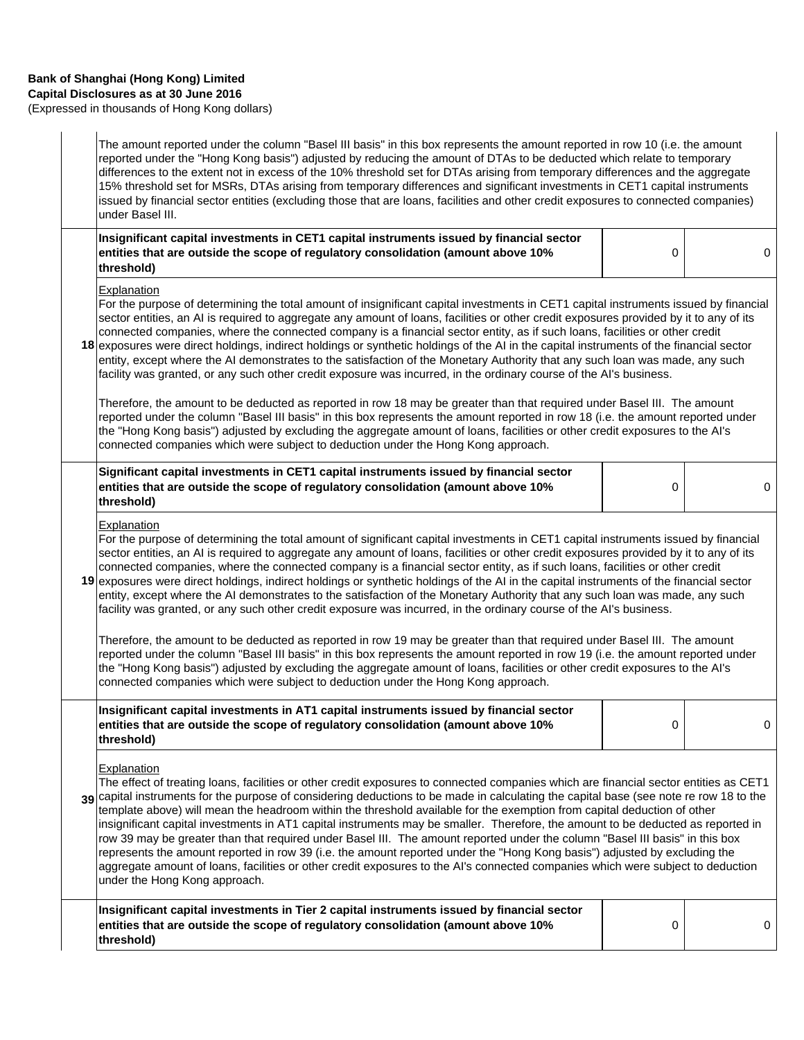**Bank of Shanghai (Hong Kong) Limited**
**Capital Disclosures as at 30 June 2016**
(Expressed in thousands of Hong Kong dollars)

| | | | |
|---|---|---|---|
| | The amount reported under the column "Basel III basis" in this box represents the amount reported in row 10 (i.e. the amount reported under the "Hong Kong basis") adjusted by reducing the amount of DTAs to be deducted which relate to temporary differences to the extent not in excess of the 10% threshold set for DTAs arising from temporary differences and the aggregate 15% threshold set for MSRs, DTAs arising from temporary differences and significant investments in CET1 capital instruments issued by financial sector entities (excluding those that are loans, facilities and other credit exposures to connected companies) under Basel III. | | |
| 18 | **Insignificant capital investments in CET1 capital instruments issued by financial sector entities that are outside the scope of regulatory consolidation (amount above 10% threshold)** | 0 | 0 |
| | Explanation<br>For the purpose of determining the total amount of insignificant capital investments in CET1 capital instruments issued by financial sector entities, an AI is required to aggregate any amount of loans, facilities or other credit exposures provided by it to any of its connected companies, where the connected company is a financial sector entity, as if such loans, facilities or other credit exposures were direct holdings, indirect holdings or synthetic holdings of the AI in the capital instruments of the financial sector entity, except where the AI demonstrates to the satisfaction of the Monetary Authority that any such loan was made, any such facility was granted, or any such other credit exposure was incurred, in the ordinary course of the AI's business.<br><br>Therefore, the amount to be deducted as reported in row 18 may be greater than that required under Basel III. The amount reported under the column "Basel III basis" in this box represents the amount reported in row 18 (i.e. the amount reported under the "Hong Kong basis") adjusted by excluding the aggregate amount of loans, facilities or other credit exposures to the AI's connected companies which were subject to deduction under the Hong Kong approach. | | |
| 19 | **Significant capital investments in CET1 capital instruments issued by financial sector entities that are outside the scope of regulatory consolidation (amount above 10% threshold)** | 0 | 0 |
| | Explanation<br>For the purpose of determining the total amount of significant capital investments in CET1 capital instruments issued by financial sector entities, an AI is required to aggregate any amount of loans, facilities or other credit exposures provided by it to any of its connected companies, where the connected company is a financial sector entity, as if such loans, facilities or other credit exposures were direct holdings, indirect holdings or synthetic holdings of the AI in the capital instruments of the financial sector entity, except where the AI demonstrates to the satisfaction of the Monetary Authority that any such loan was made, any such facility was granted, or any such other credit exposure was incurred, in the ordinary course of the AI's business.<br><br>Therefore, the amount to be deducted as reported in row 19 may be greater than that required under Basel III. The amount reported under the column "Basel III basis" in this box represents the amount reported in row 19 (i.e. the amount reported under the "Hong Kong basis") adjusted by excluding the aggregate amount of loans, facilities or other credit exposures to the AI's connected companies which were subject to deduction under the Hong Kong approach. | | |
| 39 | **Insignificant capital investments in AT1 capital instruments issued by financial sector entities that are outside the scope of regulatory consolidation (amount above 10% threshold)** | 0 | 0 |
| | Explanation<br>The effect of treating loans, facilities or other credit exposures to connected companies which are financial sector entities as CET1 capital instruments for the purpose of considering deductions to be made in calculating the capital base (see note re row 18 to the template above) will mean the headroom within the threshold available for the exemption from capital deduction of other insignificant capital investments in AT1 capital instruments may be smaller. Therefore, the amount to be deducted as reported in row 39 may be greater than that required under Basel III. The amount reported under the column "Basel III basis" in this box represents the amount reported in row 39 (i.e. the amount reported under the "Hong Kong basis") adjusted by excluding the aggregate amount of loans, facilities or other credit exposures to the AI's connected companies which were subject to deduction under the Hong Kong approach. | | |
| | **Insignificant capital investments in Tier 2 capital instruments issued by financial sector entities that are outside the scope of regulatory consolidation (amount above 10% threshold)** | 0 | 0 |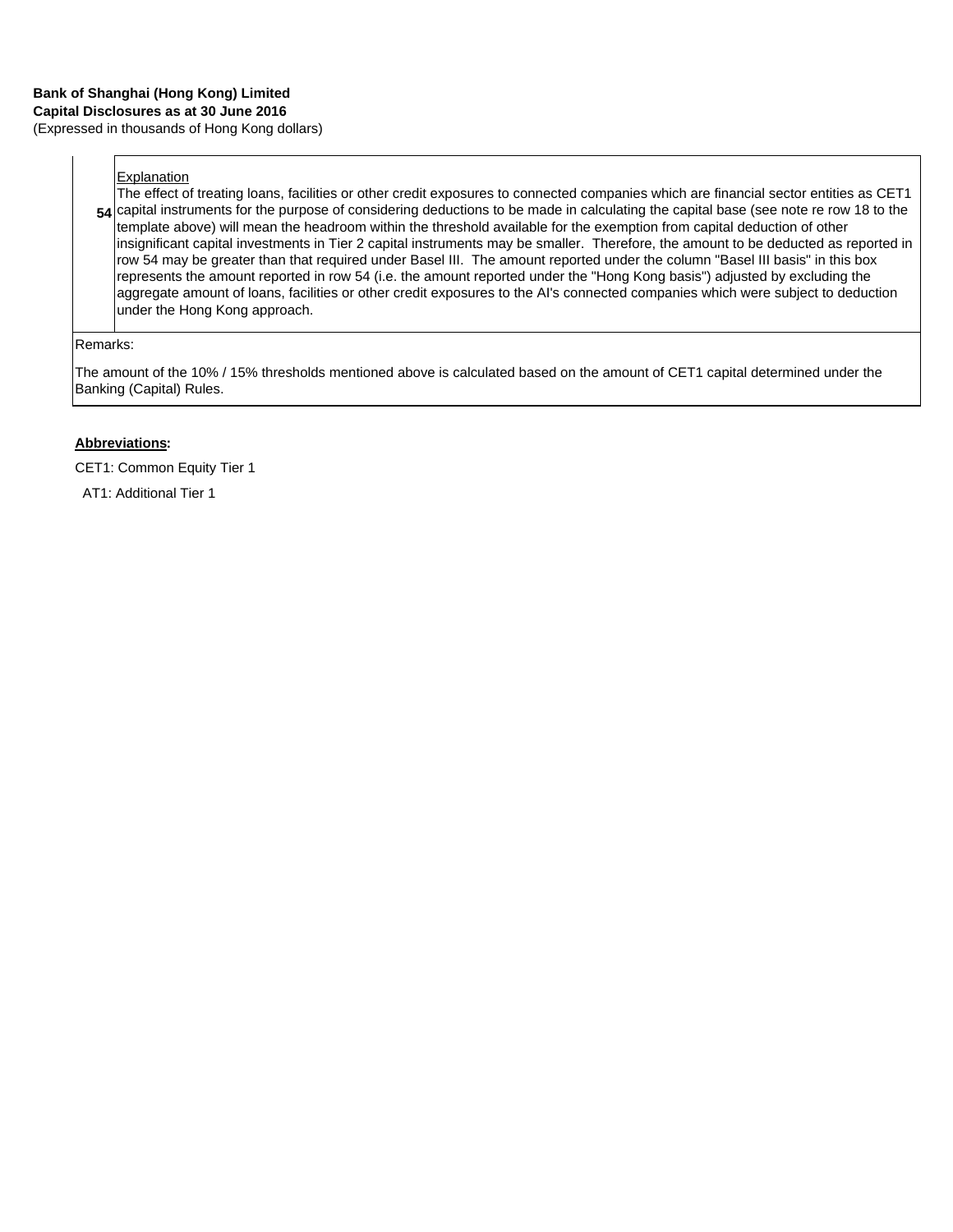**Bank of Shanghai (Hong Kong) Limited**
**Capital Disclosures as at 30 June 2016**
(Expressed in thousands of Hong Kong dollars)

| | |
|---|---|
| **54** | Explanation<br>The effect of treating loans, facilities or other credit exposures to connected companies which are financial sector entities as CET1 capital instruments for the purpose of considering deductions to be made in calculating the capital base (see note re row 18 to the template above) will mean the headroom within the threshold available for the exemption from capital deduction of other insignificant capital investments in Tier 2 capital instruments may be smaller. Therefore, the amount to be deducted as reported in row 54 may be greater than that required under Basel III. The amount reported under the column "Basel III basis" in this box represents the amount reported in row 54 (i.e. the amount reported under the "Hong Kong basis") adjusted by excluding the aggregate amount of loans, facilities or other credit exposures to the AI's connected companies which were subject to deduction under the Hong Kong approach. |

Remarks:

The amount of the 10% / 15% thresholds mentioned above is calculated based on the amount of CET1 capital determined under the Banking (Capital) Rules.

**Abbreviations:**

CET1: Common Equity Tier 1

AT1: Additional Tier 1